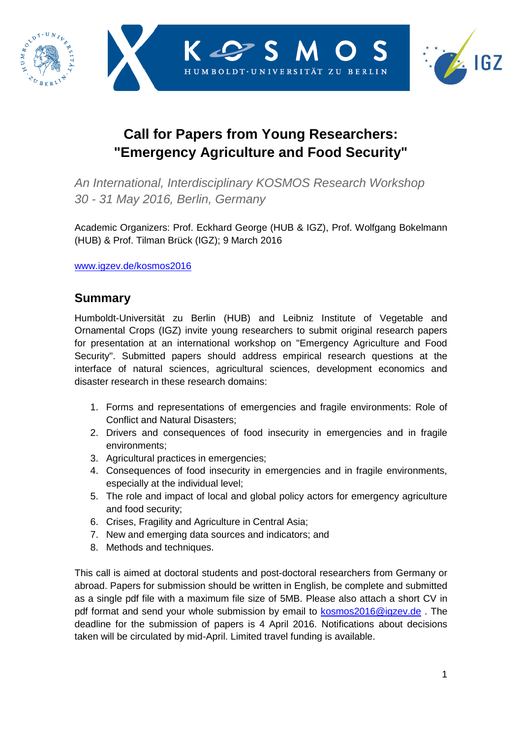# Call for Papers from Young Researchers: "Emergency Agriculture and Food Security"

*An International, Interdisciplinary KOSMOS Research Workshop*
*30 - 31 May 2016, Berlin, Germany*

Academic Organizers: Prof. Eckhard George (HUB & IGZ), Prof. Wolfgang Bokelmann (HUB) & Prof. Tilman Brück (IGZ); 9 March 2016

www.igzev.de/kosmos2016

## Summary

Humboldt-Universität zu Berlin (HUB) and Leibniz Institute of Vegetable and Ornamental Crops (IGZ) invite young researchers to submit original research papers for presentation at an international workshop on "Emergency Agriculture and Food Security". Submitted papers should address empirical research questions at the interface of natural sciences, agricultural sciences, development economics and disaster research in these research domains:

1. Forms and representations of emergencies and fragile environments: Role of Conflict and Natural Disasters;
2. Drivers and consequences of food insecurity in emergencies and in fragile environments;
3. Agricultural practices in emergencies;
4. Consequences of food insecurity in emergencies and in fragile environments, especially at the individual level;
5. The role and impact of local and global policy actors for emergency agriculture and food security;
6. Crises, Fragility and Agriculture in Central Asia;
7. New and emerging data sources and indicators; and
8. Methods and techniques.

This call is aimed at doctoral students and post-doctoral researchers from Germany or abroad. Papers for submission should be written in English, be complete and submitted as a single pdf file with a maximum file size of 5MB. Please also attach a short CV in pdf format and send your whole submission by email to kosmos2016@igzev.de . The deadline for the submission of papers is 4 April 2016. Notifications about decisions taken will be circulated by mid-April. Limited travel funding is available.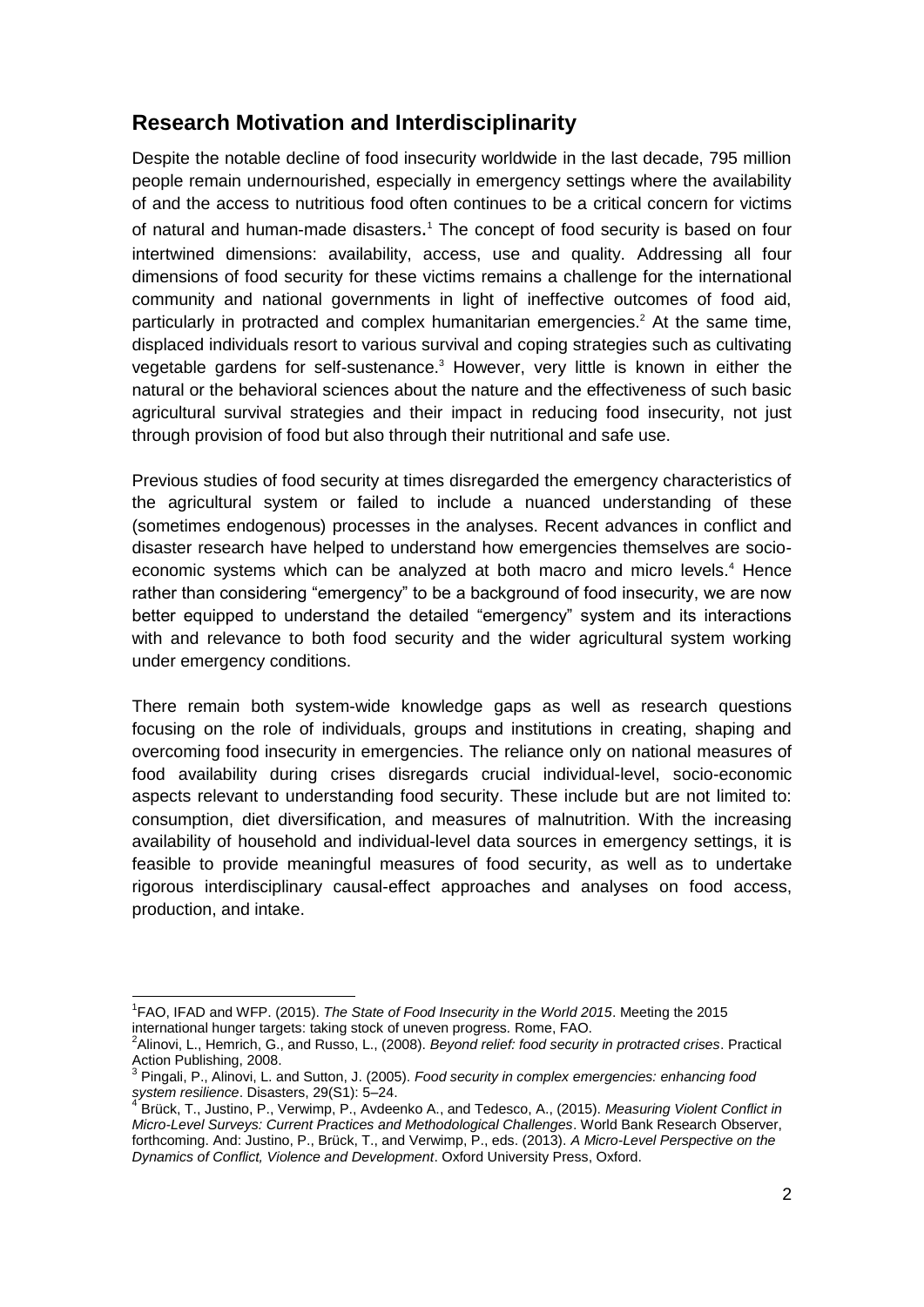## Research Motivation and Interdisciplinarity

Despite the notable decline of food insecurity worldwide in the last decade, 795 million people remain undernourished, especially in emergency settings where the availability of and the access to nutritious food often continues to be a critical concern for victims of natural and human-made disasters.[1] The concept of food security is based on four intertwined dimensions: availability, access, use and quality. Addressing all four dimensions of food security for these victims remains a challenge for the international community and national governments in light of ineffective outcomes of food aid, particularly in protracted and complex humanitarian emergencies.[2] At the same time, displaced individuals resort to various survival and coping strategies such as cultivating vegetable gardens for self-sustenance.[3] However, very little is known in either the natural or the behavioral sciences about the nature and the effectiveness of such basic agricultural survival strategies and their impact in reducing food insecurity, not just through provision of food but also through their nutritional and safe use.

Previous studies of food security at times disregarded the emergency characteristics of the agricultural system or failed to include a nuanced understanding of these (sometimes endogenous) processes in the analyses. Recent advances in conflict and disaster research have helped to understand how emergencies themselves are socio-economic systems which can be analyzed at both macro and micro levels.[4] Hence rather than considering "emergency" to be a background of food insecurity, we are now better equipped to understand the detailed "emergency" system and its interactions with and relevance to both food security and the wider agricultural system working under emergency conditions.

There remain both system-wide knowledge gaps as well as research questions focusing on the role of individuals, groups and institutions in creating, shaping and overcoming food insecurity in emergencies. The reliance only on national measures of food availability during crises disregards crucial individual-level, socio-economic aspects relevant to understanding food security. These include but are not limited to: consumption, diet diversification, and measures of malnutrition. With the increasing availability of household and individual-level data sources in emergency settings, it is feasible to provide meaningful measures of food security, as well as to undertake rigorous interdisciplinary causal-effect approaches and analyses on food access, production, and intake.

---

[1] FAO, IFAD and WFP. (2015). *The State of Food Insecurity in the World 2015*. Meeting the 2015 international hunger targets: taking stock of uneven progress. Rome, FAO.

[2] Alinovi, L., Hemrich, G., and Russo, L., (2008). *Beyond relief: food security in protracted crises*. Practical Action Publishing, 2008.

[3] Pingali, P., Alinovi, L. and Sutton, J. (2005). *Food security in complex emergencies: enhancing food system resilience*. Disasters, 29(S1): 5–24.

[4] Brück, T., Justino, P., Verwimp, P., Avdeenko A., and Tedesco, A., (2015). *Measuring Violent Conflict in Micro-Level Surveys: Current Practices and Methodological Challenges*. World Bank Research Observer, forthcoming. And: Justino, P., Brück, T., and Verwimp, P., eds. (2013). *A Micro-Level Perspective on the Dynamics of Conflict, Violence and Development*. Oxford University Press, Oxford.